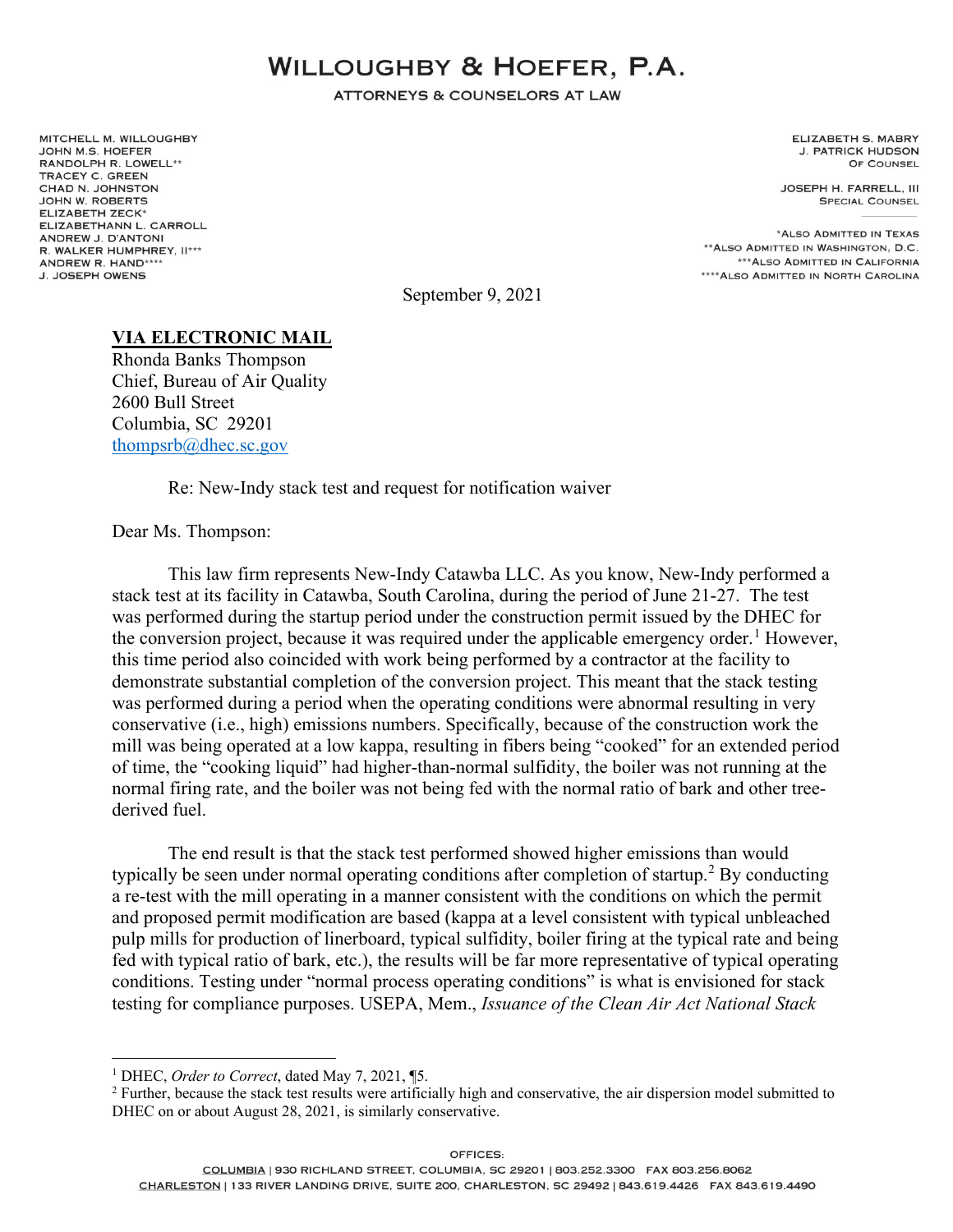# WILLOUGHBY & HOEFER, P.A.

ATTORNEYS & COUNSELORS AT LAW

MITCHELL M. WILLOUGHBY
JOHN M.S. HOEFER
RANDOLPH R. LOWELL**
TRACEY C. GREEN
CHAD N. JOHNSTON
JOHN W. ROBERTS
ELIZABETH ZECK*
ELIZABETHANN L. CARROLL
ANDREW J. D'ANTONI
R. WALKER HUMPHREY, II***
ANDREW R. HAND****
J. JOSEPH OWENS

ELIZABETH S. MABRY
J. PATRICK HUDSON
OF COUNSEL

JOSEPH H. FARRELL, III
SPECIAL COUNSEL

*ALSO ADMITTED IN TEXAS
**ALSO ADMITTED IN WASHINGTON, D.C.
***ALSO ADMITTED IN CALIFORNIA
****ALSO ADMITTED IN NORTH CAROLINA

September 9, 2021

**VIA ELECTRONIC MAIL**
Rhonda Banks Thompson
Chief, Bureau of Air Quality
2600 Bull Street
Columbia, SC 29201
thompsrb@dhec.sc.gov

Re: New-Indy stack test and request for notification waiver

Dear Ms. Thompson:

This law firm represents New-Indy Catawba LLC. As you know, New-Indy performed a stack test at its facility in Catawba, South Carolina, during the period of June 21-27. The test was performed during the startup period under the construction permit issued by the DHEC for the conversion project, because it was required under the applicable emergency order.[1] However, this time period also coincided with work being performed by a contractor at the facility to demonstrate substantial completion of the conversion project. This meant that the stack testing was performed during a period when the operating conditions were abnormal resulting in very conservative (i.e., high) emissions numbers. Specifically, because of the construction work the mill was being operated at a low kappa, resulting in fibers being "cooked" for an extended period of time, the "cooking liquid" had higher-than-normal sulfidity, the boiler was not running at the normal firing rate, and the boiler was not being fed with the normal ratio of bark and other tree-derived fuel.

The end result is that the stack test performed showed higher emissions than would typically be seen under normal operating conditions after completion of startup.[2] By conducting a re-test with the mill operating in a manner consistent with the conditions on which the permit and proposed permit modification are based (kappa at a level consistent with typical unbleached pulp mills for production of linerboard, typical sulfidity, boiler firing at the typical rate and being fed with typical ratio of bark, etc.), the results will be far more representative of typical operating conditions. Testing under "normal process operating conditions" is what is envisioned for stack testing for compliance purposes. USEPA, Mem., *Issuance of the Clean Air Act National Stack*

---

[1] DHEC, *Order to Correct*, dated May 7, 2021, ¶5.

[2] Further, because the stack test results were artificially high and conservative, the air dispersion model submitted to DHEC on or about August 28, 2021, is similarly conservative.

OFFICES:
COLUMBIA | 930 RICHLAND STREET, COLUMBIA, SC 29201 | 803.252.3300 FAX 803.256.8062
CHARLESTON | 133 RIVER LANDING DRIVE, SUITE 200, CHARLESTON, SC 29492 | 843.619.4426 FAX 843.619.4490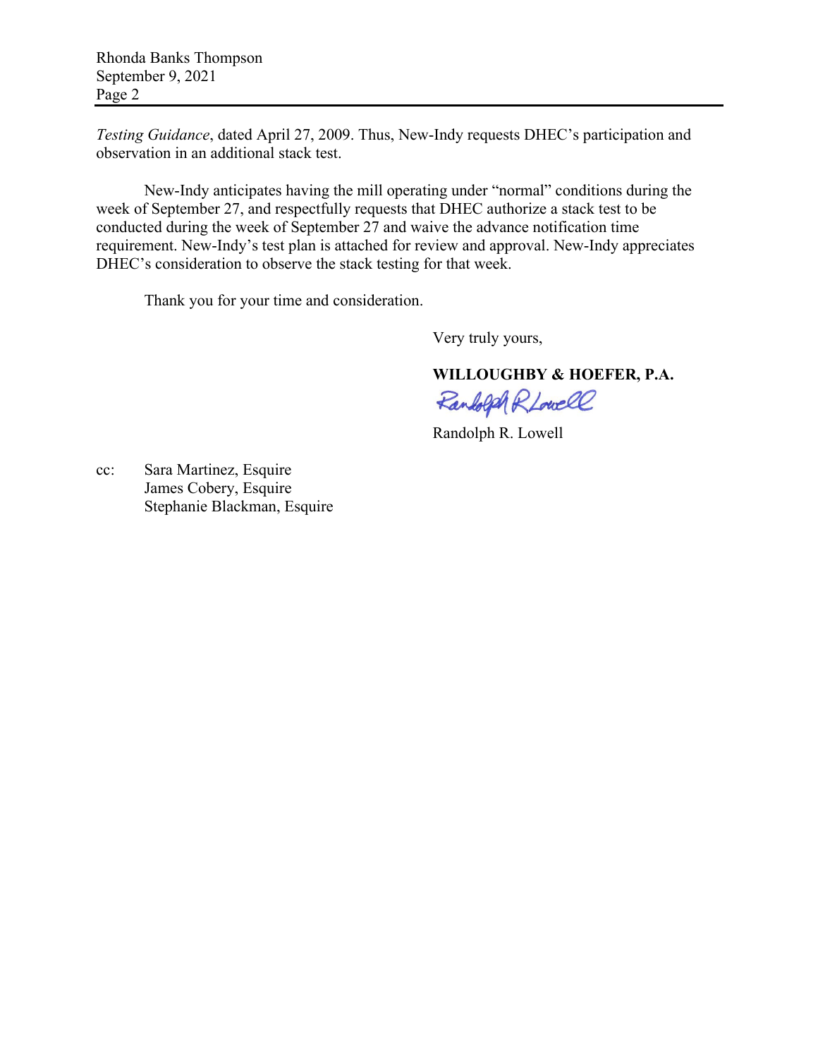*Testing Guidance*, dated April 27, 2009. Thus, New-Indy requests DHEC's participation and observation in an additional stack test.

New-Indy anticipates having the mill operating under "normal" conditions during the week of September 27, and respectfully requests that DHEC authorize a stack test to be conducted during the week of September 27 and waive the advance notification time requirement. New-Indy's test plan is attached for review and approval. New-Indy appreciates DHEC's consideration to observe the stack testing for that week.

Thank you for your time and consideration.

Very truly yours,

**WILLOUGHBY & HOEFER, P.A.**

Randolph R. Lowell

Randolph R. Lowell

cc: Sara Martinez, Esquire
James Cobery, Esquire
Stephanie Blackman, Esquire